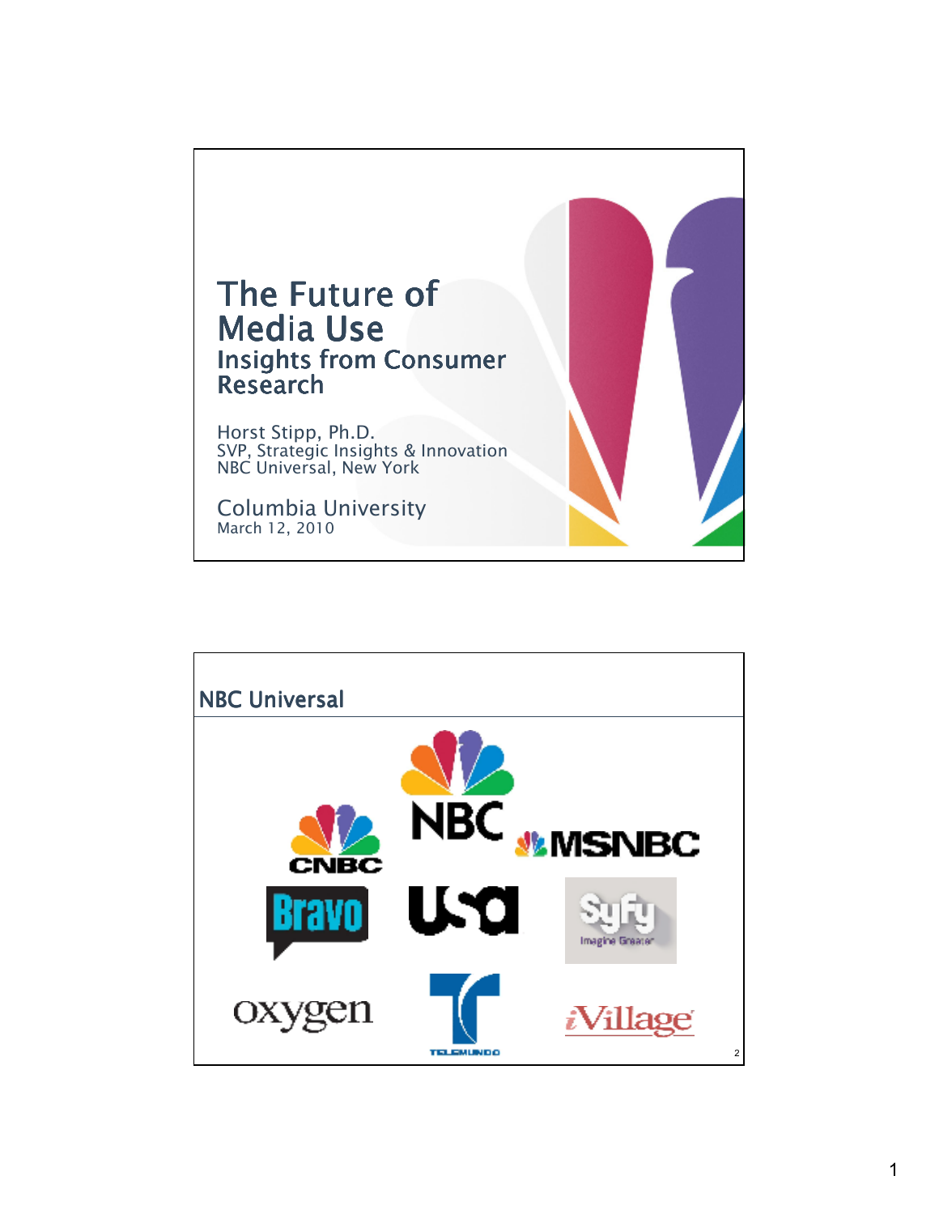# The Future of Media Use

## Insights from Consumer Research

Horst Stipp, Ph.D.
SVP, Strategic Insights & Innovation
NBC Universal, New York

Columbia University
March 12, 2010

## NBC Universal

NBC
CNBC
MSNBC
Bravo
USA
Syfy
Imagine Greater
oxygen
Telemundo
iVillage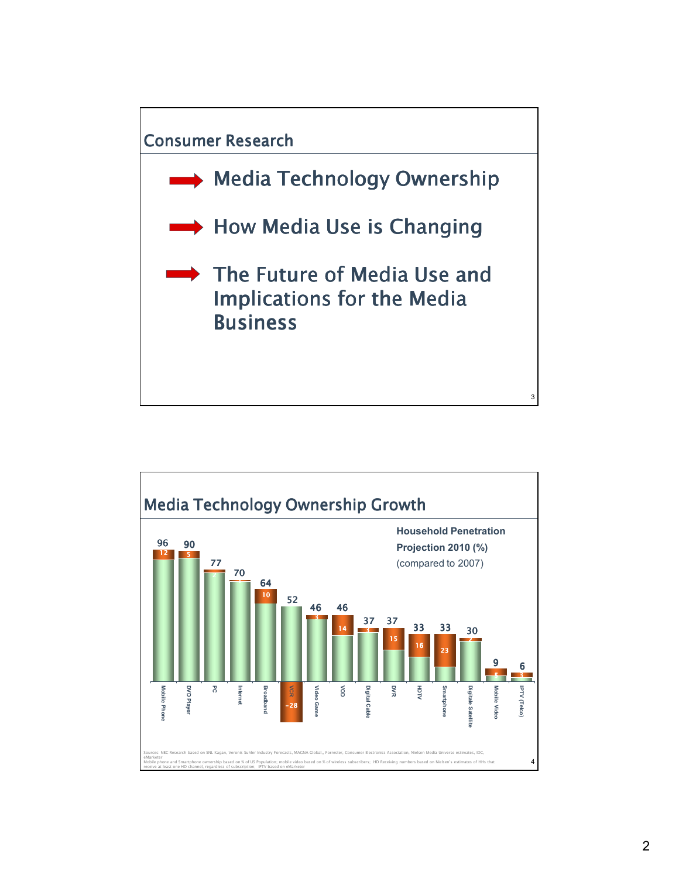## Consumer Research

- Media Technology Ownership
- How Media Use is Changing
- The Future of Media Use and Implications for the Media Business

## Media Technology Ownership Growth

**Household Penetration Projection 2010 (%)**
(compared to 2007)

| Technology | Projection 2010 (%) | Change vs 2007 |
|---|---|---|
| Mobile Phone | 96 | 12 |
| DVD Player | 90 | 5 |
| PC | 77 | 2 |
| Internet | 70 | 1 |
| Broadband | 64 | 10 |
| VCR | 52 | -28 |
| Video Game | 46 | 3 |
| VOD | 46 | 14 |
| Digital Cable | 37 | 3 |
| DVR | 37 | 15 |
| HDTV | 33 | 16 |
| Smartphone | 33 | 23 |
| Digitale Satellite | 30 | 2 |
| Mobile Video | 9 | 5 |
| IPTV (Telco) | 6 | 3 |

Sources: NBC Research based on SNL Kagan, Veronis Suhler Industry Forecasts, MAGNA Global,, Forrester, Consumer Electronics Association, Nielsen Media Universe estimates, IDC, eMarketer
Mobile phone and Smartphone ownership based on % of US Population; mobile video based on % of wireless subscribers; HD Receiving numbers based on Nielsen's estimates of HHs that receive at least one HD channel, regardless of subscription; IPTV based on eMarketer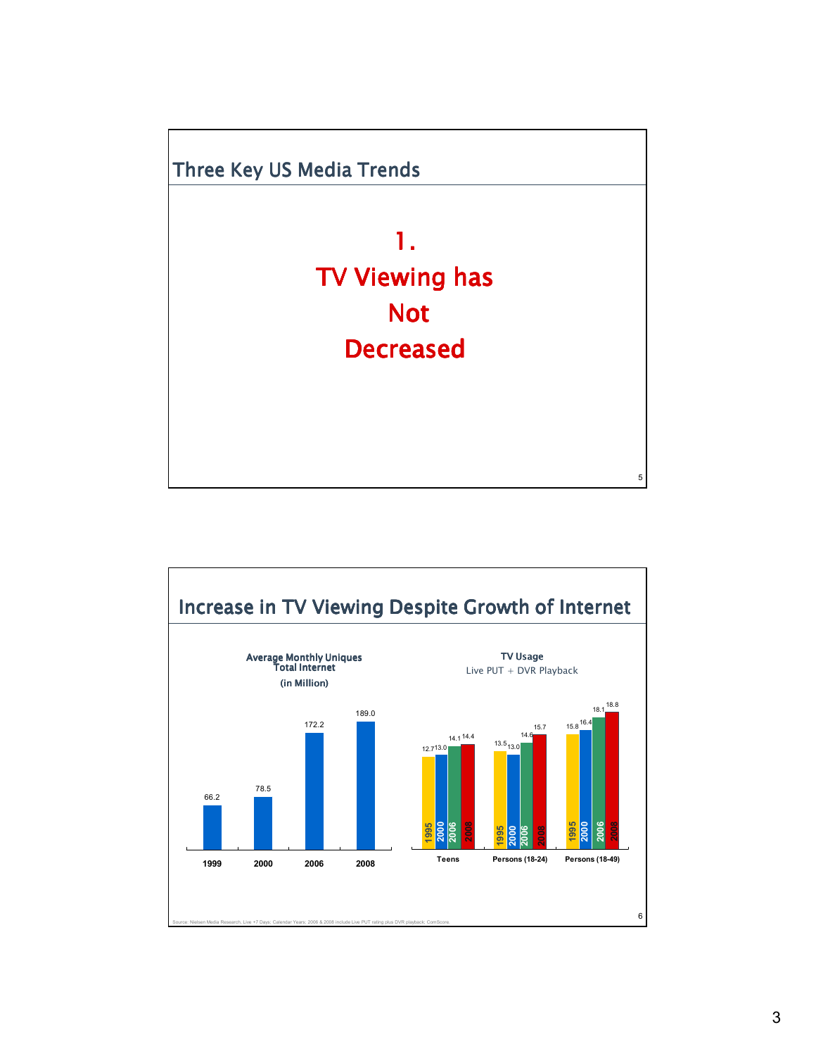## Three Key US Media Trends

**1.**
**TV Viewing has Not Decreased**

## Increase in TV Viewing Despite Growth of Internet

**Average Monthly Uniques Total Internet (in Million)**

| 1999 | 2000 | 2006 | 2008 |
|---|---|---|---|
| 66.2 | 78.5 | 172.2 | 189.0 |

**TV Usage**
Live PUT + DVR Playback

| | 1995 | 2000 | 2006 | 2008 |
|---|---|---|---|---|
| Teens | 12.7 | 13.0 | 14.1 | 14.4 |
| Persons (18-24) | 13.5 | 13.0 | 14.6 | 15.7 |
| Persons (18-49) | 15.8 | 16.4 | 18.1 | 18.8 |

Source: Nielsen Media Research, Live +7 Days; Calendar Years; 2006 & 2008 include Live PUT rating plus DVR playback; ComScore.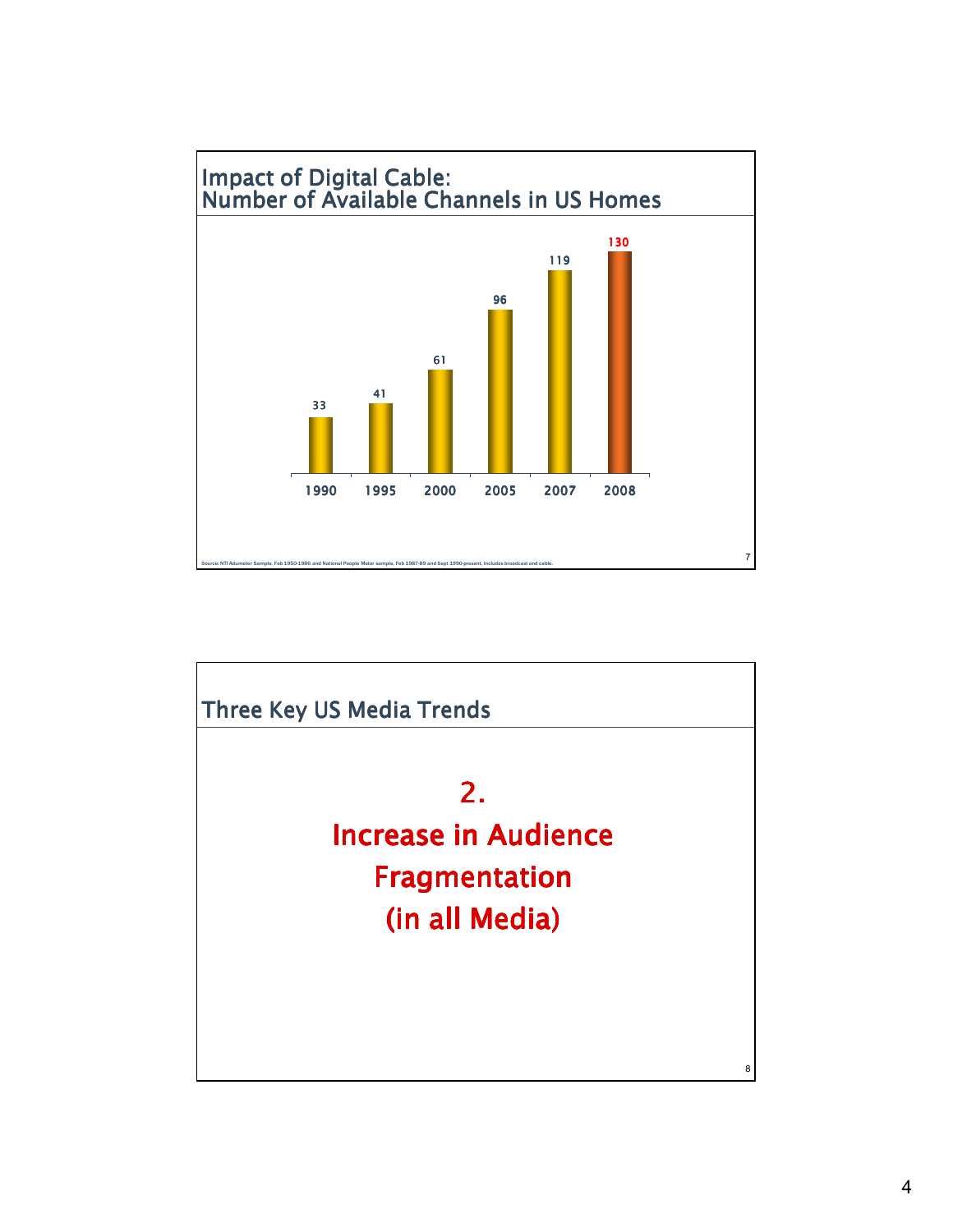## Impact of Digital Cable: Number of Available Channels in US Homes

| Year | Channels |
|---|---|
| 1990 | 33 |
| 1995 | 41 |
| 2000 | 61 |
| 2005 | 96 |
| 2007 | 119 |
| 2008 | 130 |

Source: NTI Adumeter Sample, Feb 1950-1986 and National People Meter sample, Feb 1987-89 and Sept 1990-present, Includes broadcast and cable.

## Three Key US Media Trends

**2.**

**Increase in Audience Fragmentation (in all Media)**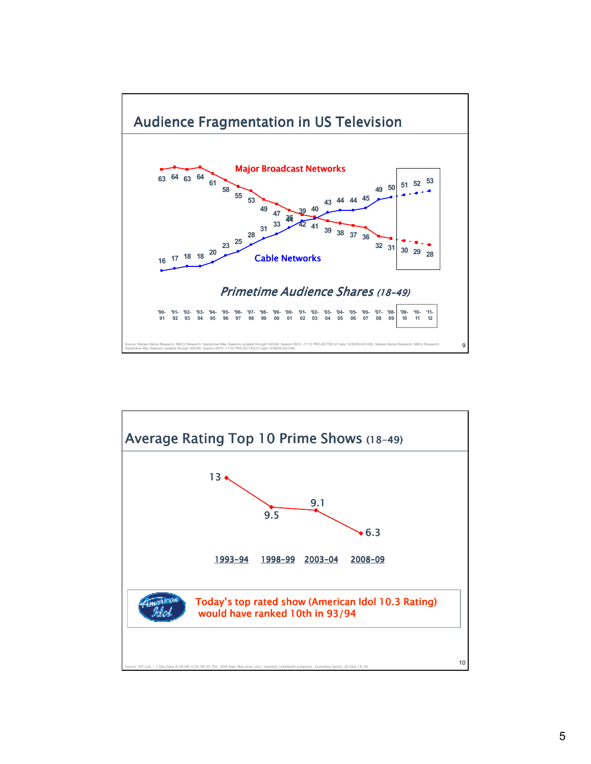## Audience Fragmentation in US Television

*Primetime Audience Shares (18-49)*

| Season | Major Broadcast Networks | Cable Networks |
|---|---|---|
| '90-91 | 63 | 16 |
| '91-92 | 64 | 17 |
| '92-93 | 63 | 18 |
| '93-94 | 64 | 18 |
| '94-95 | 61 | 20 |
| '95-96 | 58 | 23 |
| '96-97 | 55 | 25 |
| '97-98 | 53 | 28 |
| '98-99 | 49 | 31 |
| '99-00 | 47 | 33 |
| '00-01 | 44 | 36 |
| '01-02 | 42 | 39 |
| '02-03 | 41 | 40 |
| '03-04 | 39 | 43 |
| '04-05 | 38 | 44 |
| '05-06 | 37 | 44 |
| '06-07 | 36 | 45 |
| '07-08 | 32 | 49 |
| '08-09 | 31 | 50 |
| '09-10 | 30 | 51 |
| '10-11 | 29 | 52 |
| '11-12 | 28 | 53 |

Source: Nielsen Media Research, NBCU Research; September-May Seasons updated through 5/20/09; Season 09/10 -11/12 PROJECTED (7 data 12/26/05-5/21/08). Nielsen Media Research, NBCU Research. September-May Seasons updated through 5/20/09; Season 09/10 -11/12 PROJECTED (7 data 12/26/05-5/21/08)

## Average Rating Top 10 Prime Shows (18-49)

| 1993-94 | 1998-99 | 2003-04 | 2008-09 |
|---|---|---|---|
| 13 | 9.5 | 9.1 | 6.3 |

Today's top rated show (American Idol 10.3 Rating) would have ranked 10th in 93/94

Source: NTI Live + 7 Day Data 9/28/08-4/05/09 VS. Pre- DVR Sept-May prior ssns, regularly scheduled programs, excluding Sports, all data 18-49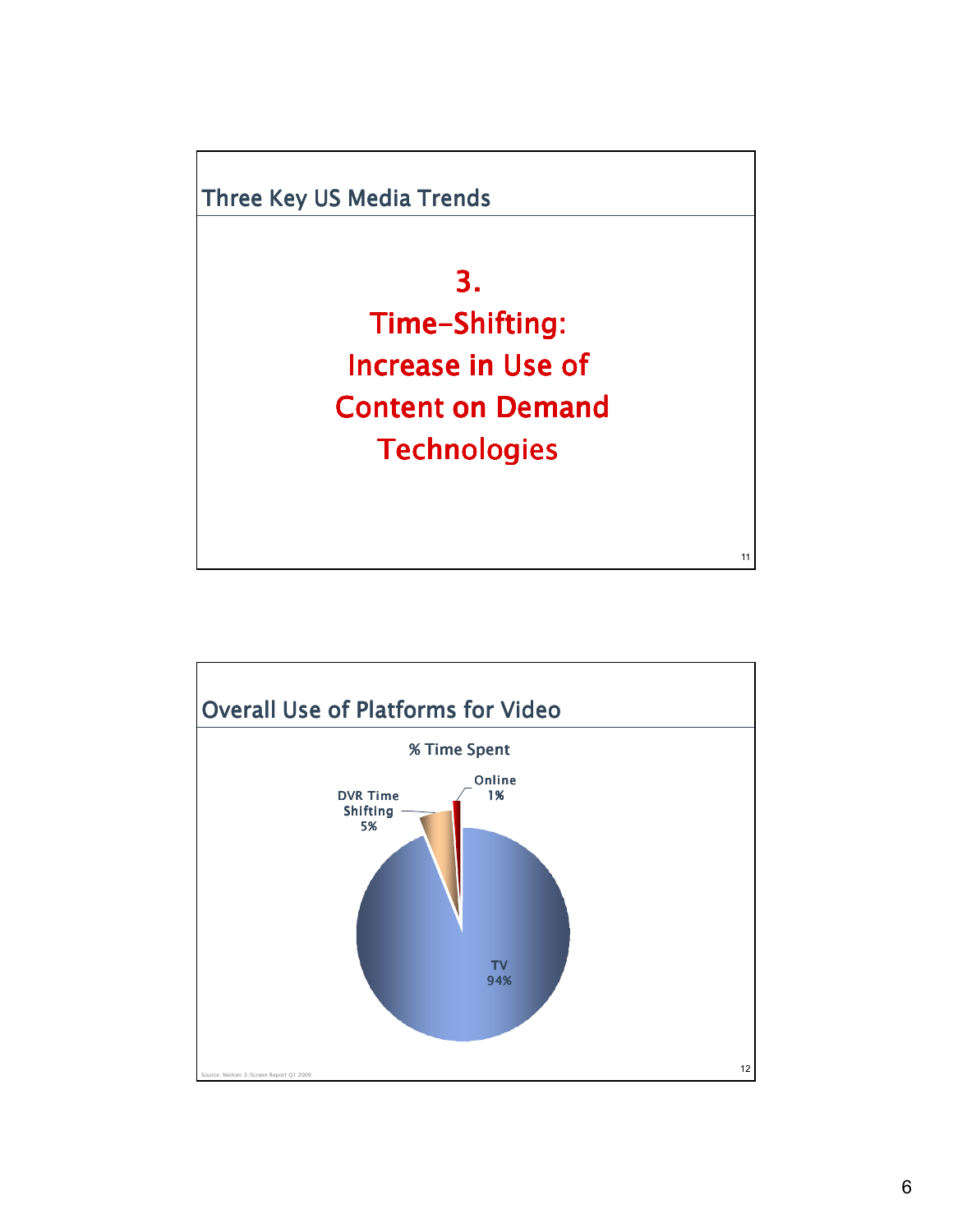## Three Key US Media Trends

**3.**
**Time-Shifting:**
**Increase in Use of**
**Content on Demand**
**Technologies**

## Overall Use of Platforms for Video

% Time Spent

| Platform | % Time Spent |
|---|---|
| TV | 94% |
| DVR Time Shifting | 5% |
| Online | 1% |

Source: Nielsen 3-Screen Report Q1 2009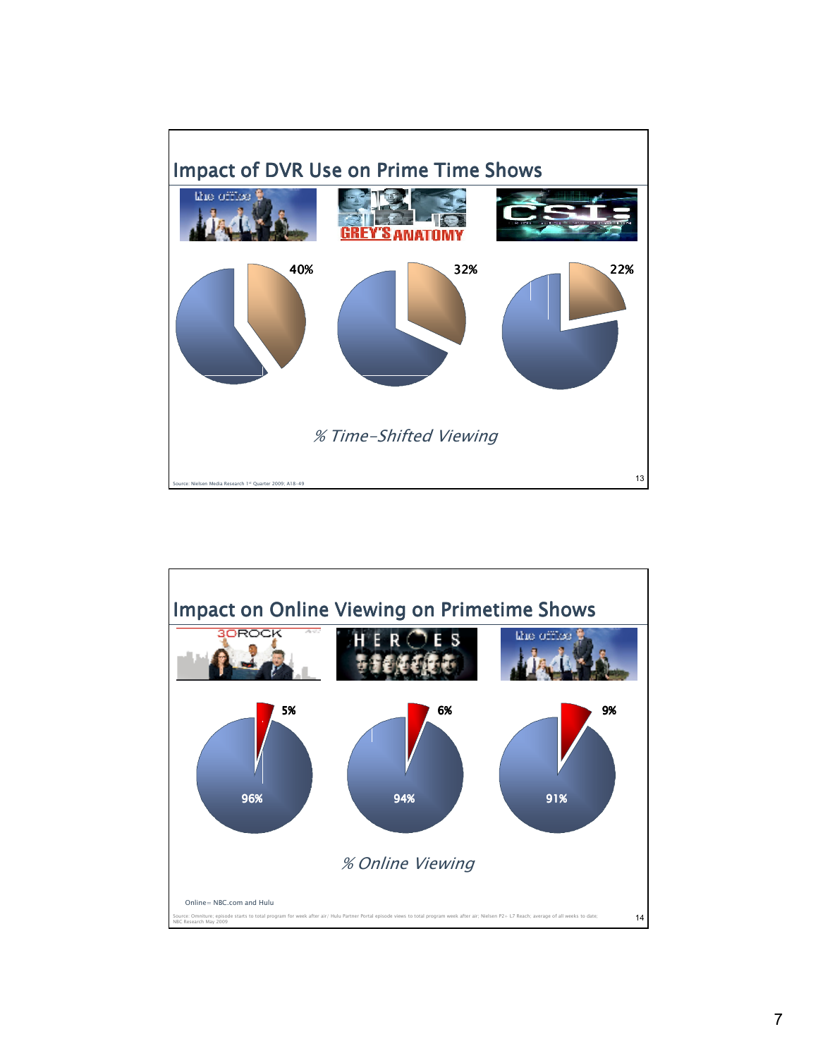## Impact of DVR Use on Prime Time Shows

The Office — 40%

Grey's Anatomy — 32%

CSI — 22%

*% Time-Shifted Viewing*

Source: Nielsen Media Research 1st Quarter 2009; A18-49

## Impact on Online Viewing on Primetime Shows

30 Rock — 5% / 96%

Heroes — 6% / 94%

The Office — 9% / 91%

*% Online Viewing*

Online= NBC.com and Hulu

Source: Omniture; episode starts to total program for week after air/ Hulu Partner Portal episode views to total program week after air; Nielsen P2+ L7 Reach; average of all weeks to date; NBC Research May 2009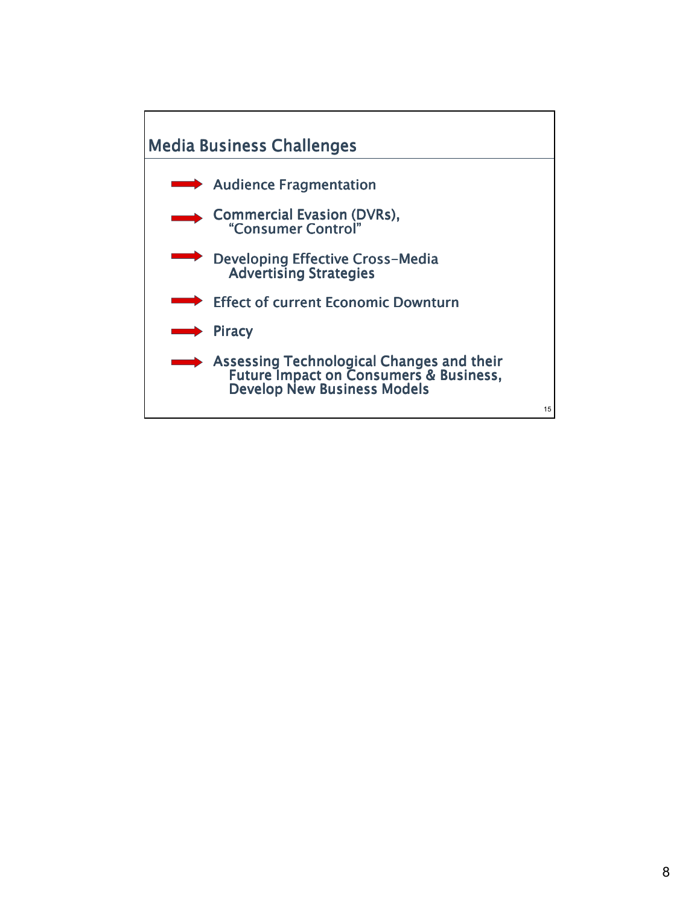## Media Business Challenges

- Audience Fragmentation
- Commercial Evasion (DVRs), "Consumer Control"
- Developing Effective Cross-Media Advertising Strategies
- Effect of current Economic Downturn
- Piracy
- Assessing Technological Changes and their Future Impact on Consumers & Business, Develop New Business Models